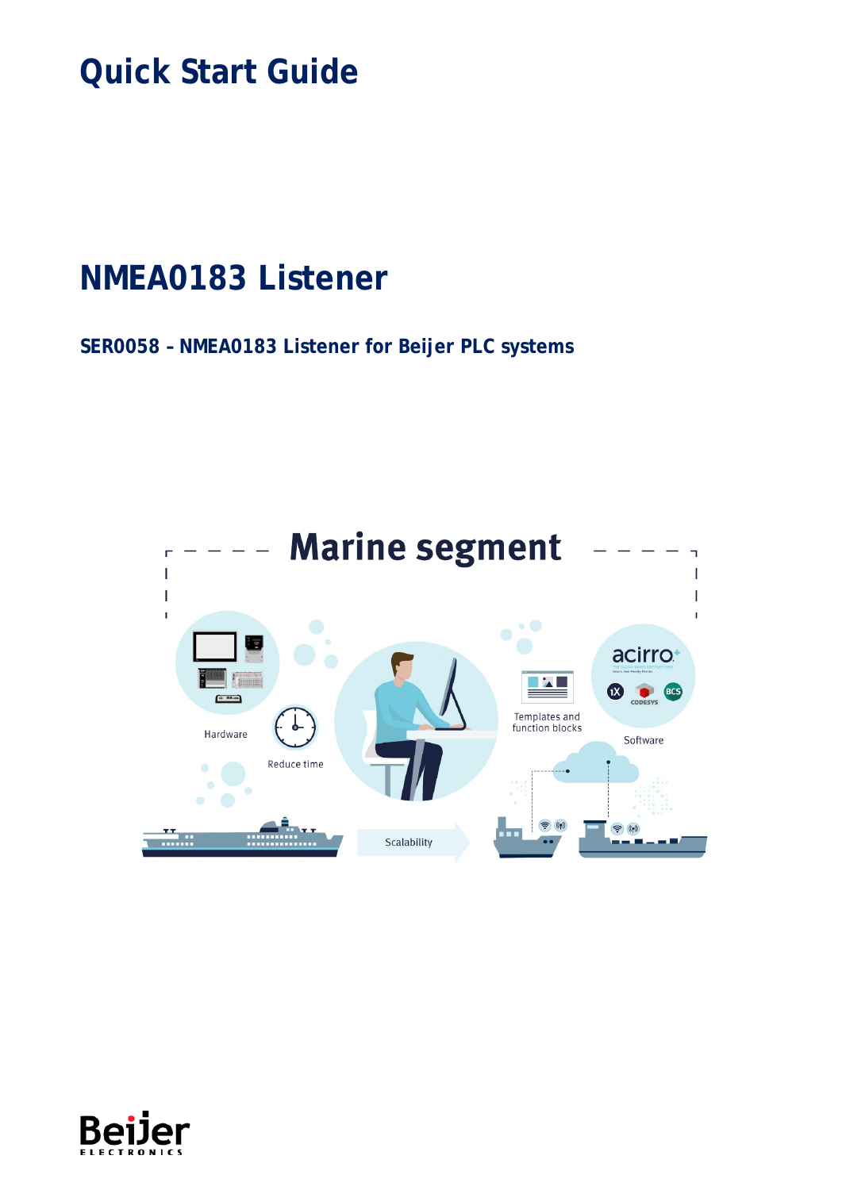# Quick Start Guide

# NMEA0183 Listener

### SER0058 - NMEA0183 Listener for Beijer PLC systems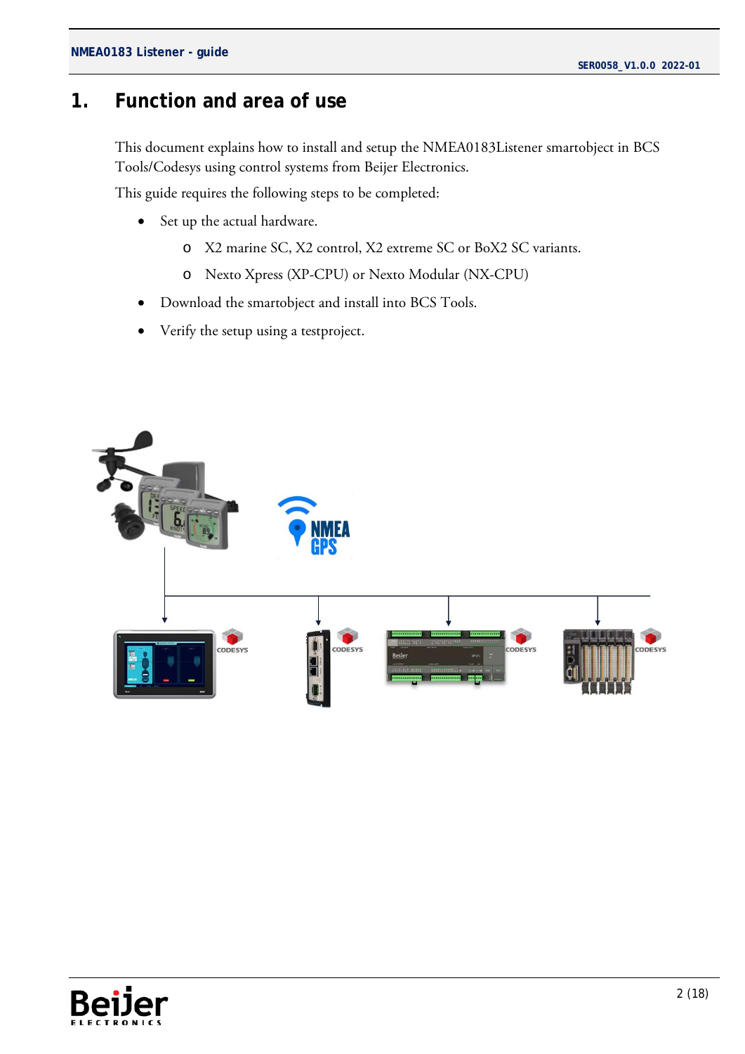# 1. Function and area of use

This document explains how to install and setup the NMEA0183Listener smartobject in BCS Tools/Codesys using control systems from Beijer Electronics.

This guide requires the following steps to be completed:

- Set up the actual hardware.
  - X2 marine SC, X2 control, X2 extreme SC or BoX2 SC variants.
  - Nexto Xpress (XP-CPU) or Nexto Modular (NX-CPU)
- Download the smartobject and install into BCS Tools.
- Verify the setup using a testproject.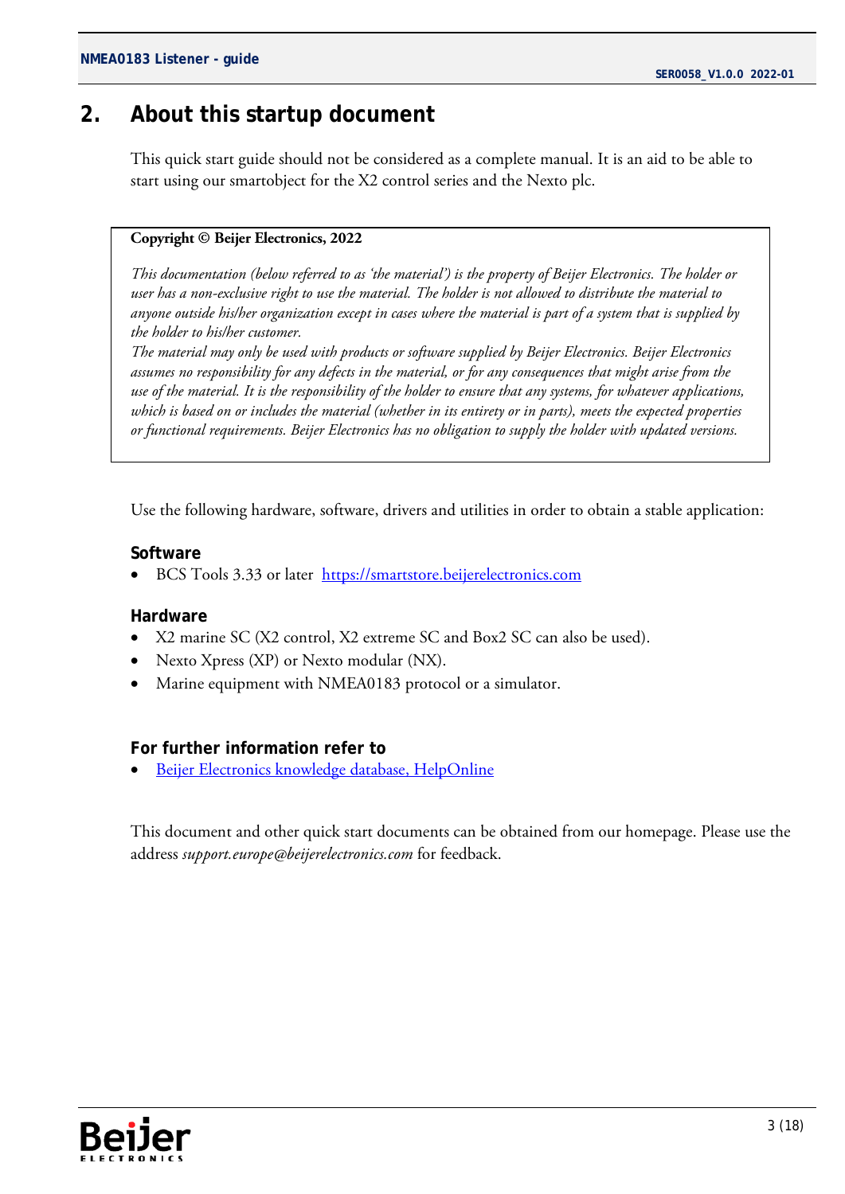# 2. About this startup document

This quick start guide should not be considered as a complete manual. It is an aid to be able to start using our smartobject for the X2 control series and the Nexto plc.

**Copyright © Beijer Electronics, 2022**

*This documentation (below referred to as 'the material') is the property of Beijer Electronics. The holder or user has a non-exclusive right to use the material. The holder is not allowed to distribute the material to anyone outside his/her organization except in cases where the material is part of a system that is supplied by the holder to his/her customer.*
*The material may only be used with products or software supplied by Beijer Electronics. Beijer Electronics assumes no responsibility for any defects in the material, or for any consequences that might arise from the use of the material. It is the responsibility of the holder to ensure that any systems, for whatever applications, which is based on or includes the material (whether in its entirety or in parts), meets the expected properties or functional requirements. Beijer Electronics has no obligation to supply the holder with updated versions.*

Use the following hardware, software, drivers and utilities in order to obtain a stable application:

### Software

- BCS Tools 3.33 or later https://smartstore.beijerelectronics.com

### Hardware

- X2 marine SC (X2 control, X2 extreme SC and Box2 SC can also be used).
- Nexto Xpress (XP) or Nexto modular (NX).
- Marine equipment with NMEA0183 protocol or a simulator.

### For further information refer to

- Beijer Electronics knowledge database, HelpOnline

This document and other quick start documents can be obtained from our homepage. Please use the address *support.europe@beijerelectronics.com* for feedback.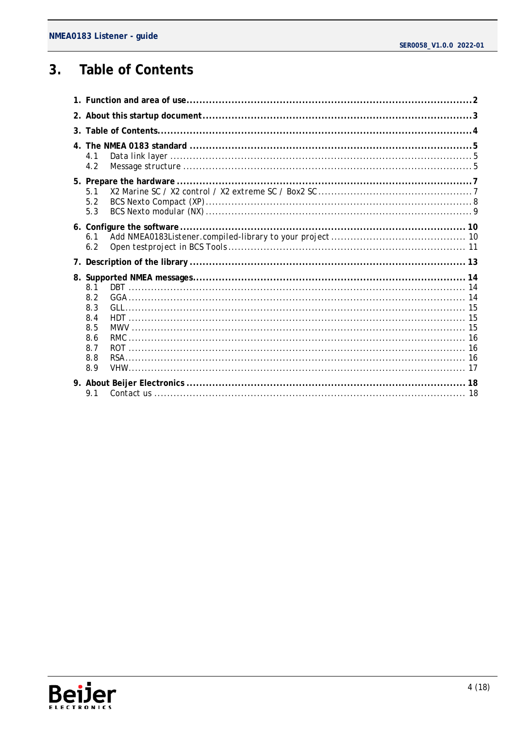# 3. Table of Contents

**1. Function and area of use** .......... **2**

**2. About this startup document** .......... **3**

**3. Table of Contents** .......... **4**

**4. The NMEA 0183 standard** .......... **5**
- 4.1 Data link layer .......... 5
- 4.2 Message structure .......... 5

**5. Prepare the hardware** .......... **7**
- 5.1 X2 Marine SC / X2 control / X2 extreme SC / Box2 SC .......... 7
- 5.2 BCS Nexto Compact (XP) .......... 8
- 5.3 BCS Nexto modular (NX) .......... 9

**6. Configure the software** .......... **10**
- 6.1 Add NMEA0183Listener.compiled-library to your project .......... 10
- 6.2 Open testproject in BCS Tools .......... 11

**7. Description of the library** .......... **13**

**8. Supported NMEA messages** .......... **14**
- 8.1 DBT .......... 14
- 8.2 GGA .......... 14
- 8.3 GLL .......... 15
- 8.4 HDT .......... 15
- 8.5 MWV .......... 15
- 8.6 RMC .......... 16
- 8.7 ROT .......... 16
- 8.8 RSA .......... 16
- 8.9 VHW .......... 17

**9. About Beijer Electronics** .......... **18**
- 9.1 Contact us .......... 18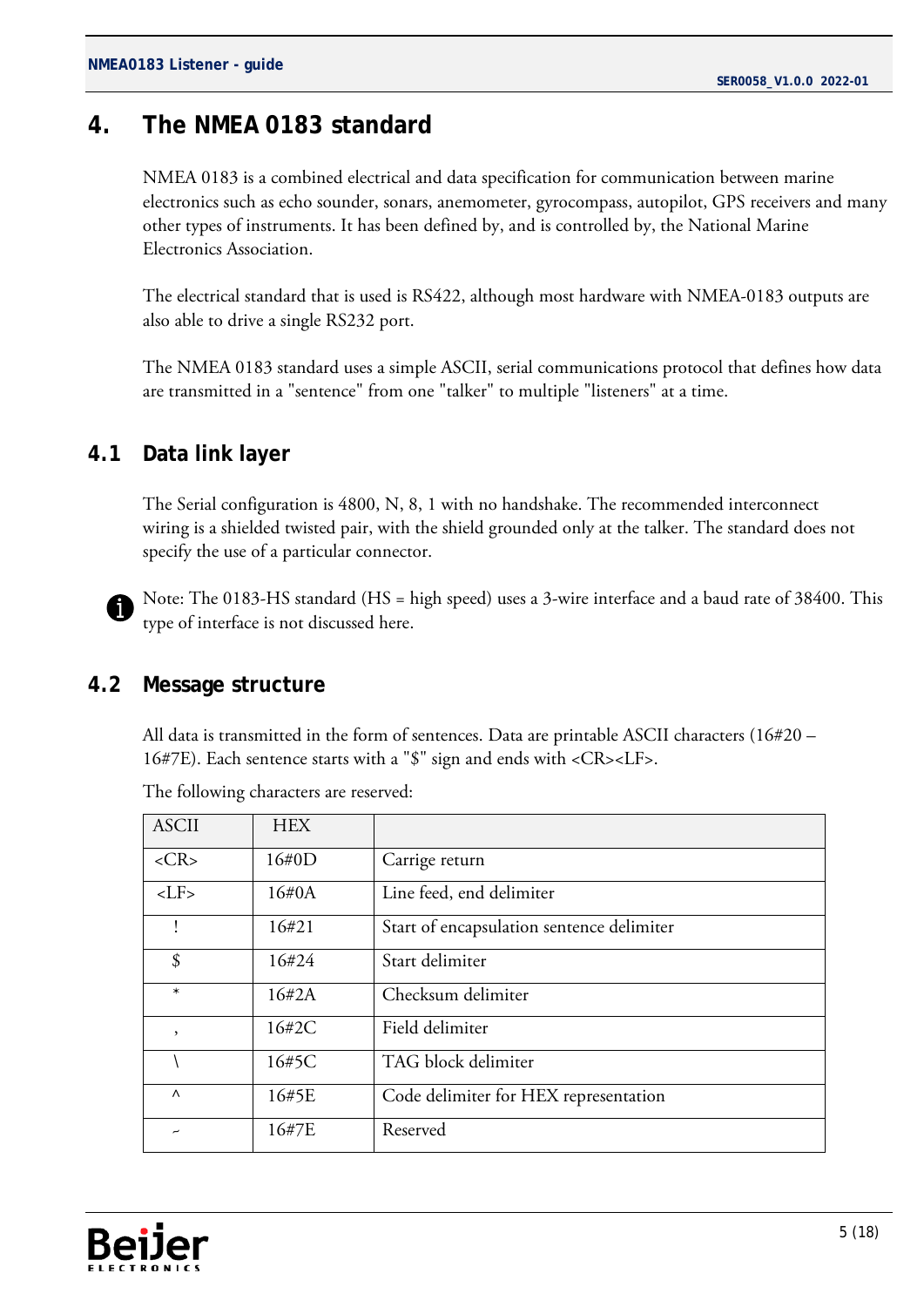# 4. The NMEA 0183 standard

NMEA 0183 is a combined electrical and data specification for communication between marine electronics such as echo sounder, sonars, anemometer, gyrocompass, autopilot, GPS receivers and many other types of instruments. It has been defined by, and is controlled by, the National Marine Electronics Association.

The electrical standard that is used is RS422, although most hardware with NMEA-0183 outputs are also able to drive a single RS232 port.

The NMEA 0183 standard uses a simple ASCII, serial communications protocol that defines how data are transmitted in a "sentence" from one "talker" to multiple "listeners" at a time.

## 4.1 Data link layer

The Serial configuration is 4800, N, 8, 1 with no handshake. The recommended interconnect wiring is a shielded twisted pair, with the shield grounded only at the talker. The standard does not specify the use of a particular connector.

Note: The 0183-HS standard (HS = high speed) uses a 3-wire interface and a baud rate of 38400. This type of interface is not discussed here.

## 4.2 Message structure

All data is transmitted in the form of sentences. Data are printable ASCII characters (16#20 – 16#7E). Each sentence starts with a "$" sign and ends with <CR><LF>.

The following characters are reserved:

| ASCII | HEX | |
|---|---|---|
| <CR> | 16#0D | Carrige return |
| <LF> | 16#0A | Line feed, end delimiter |
| ! | 16#21 | Start of encapsulation sentence delimiter |
| $ | 16#24 | Start delimiter |
| * | 16#2A | Checksum delimiter |
| , | 16#2C | Field delimiter |
| \ | 16#5C | TAG block delimiter |
| ^ | 16#5E | Code delimiter for HEX representation |
| ~ | 16#7E | Reserved |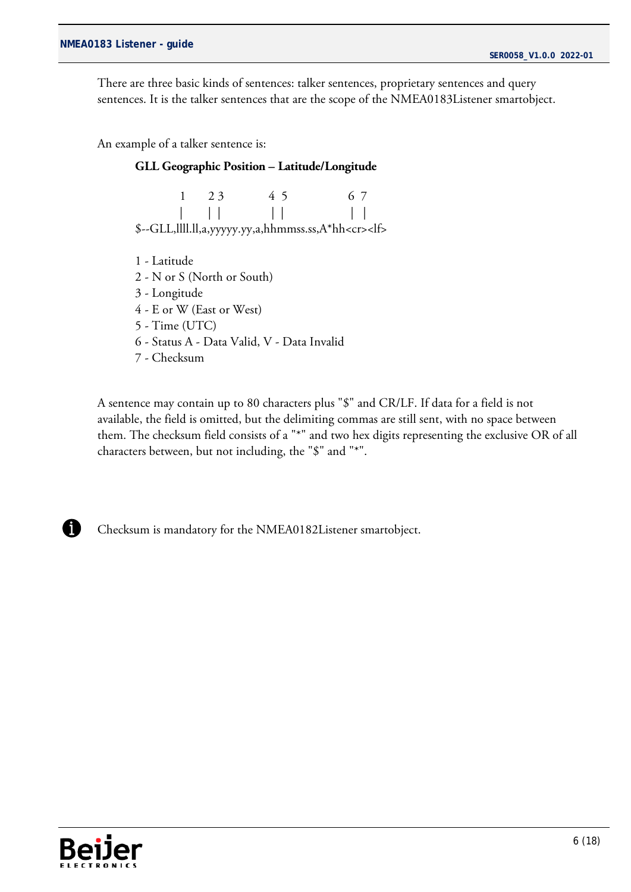There are three basic kinds of sentences: talker sentences, proprietary sentences and query sentences. It is the talker sentences that are the scope of the NMEA0183Listener smartobject.

An example of a talker sentence is:

**GLL Geographic Position – Latitude/Longitude**

```
         1      2 3          4 5              6 7
         |      | |          | |              | |
$--GLL,llll.ll,a,yyyyy.yy,a,hhmmss.ss,A*hh<cr><lf>
```

1 - Latitude
2 - N or S (North or South)
3 - Longitude
4 - E or W (East or West)
5 - Time (UTC)
6 - Status A - Data Valid, V - Data Invalid
7 - Checksum

A sentence may contain up to 80 characters plus "$" and CR/LF. If data for a field is not available, the field is omitted, but the delimiting commas are still sent, with no space between them. The checksum field consists of a "*" and two hex digits representing the exclusive OR of all characters between, but not including, the "$" and "*".

Checksum is mandatory for the NMEA0182Listener smartobject.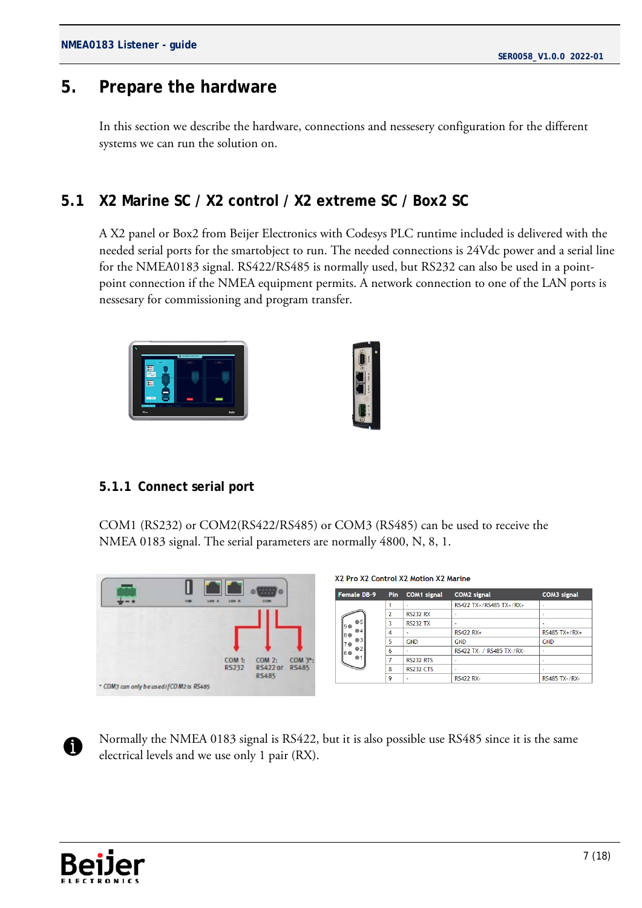# 5. Prepare the hardware

In this section we describe the hardware, connections and nessesery configuration for the different systems we can run the solution on.

## 5.1 X2 Marine SC / X2 control / X2 extreme SC / Box2 SC

A X2 panel or Box2 from Beijer Electronics with Codesys PLC runtime included is delivered with the needed serial ports for the smartobject to run. The needed connections is 24Vdc power and a serial line for the NMEA0183 signal. RS422/RS485 is normally used, but RS232 can also be used in a point-point connection if the NMEA equipment permits. A network connection to one of the LAN ports is nessesary for commissioning and program transfer.

### 5.1.1 Connect serial port

COM1 (RS232) or COM2(RS422/RS485) or COM3 (RS485) can be used to receive the NMEA 0183 signal. The serial parameters are normally 4800, N, 8, 1.

COM 1: RS232 — COM 2: RS422 or RS485 — COM 3*: RS485

* COM3 can only be used if COM2 is RS485

X2 Pro X2 Control X2 Motion X2 Marine

| Female DB-9 | Pin | COM1 signal | COM2 signal | COM3 signal |
|---|---|---|---|---|
| | 1 | - | RS422 TX+/RS485 TX+/RX+ | - |
| | 2 | RS232 RX | - | - |
| | 3 | RS232 TX | - | - |
| | 4 | - | RS422 RX+ | RS485 TX+/RX+ |
| | 5 | GND | GND | GND |
| | 6 | - | RS422 TX- / RS485 TX-/RX- | - |
| | 7 | RS232 RTS | - | - |
| | 8 | RS232 CTS | - | - |
| | 9 | - | RS422 RX- | RS485 TX-/RX- |

Normally the NMEA 0183 signal is RS422, but it is also possible use RS485 since it is the same electrical levels and we use only 1 pair (RX).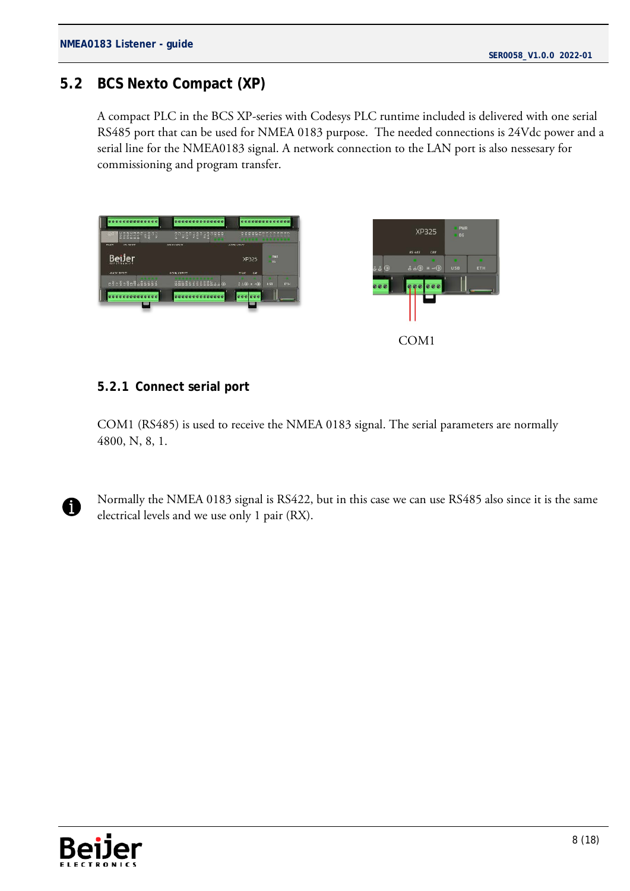## 5.2 BCS Nexto Compact (XP)

A compact PLC in the BCS XP-series with Codesys PLC runtime included is delivered with one serial RS485 port that can be used for NMEA 0183 purpose. The needed connections is 24Vdc power and a serial line for the NMEA0183 signal. A network connection to the LAN port is also nessesary for commissioning and program transfer.

COM1

### 5.2.1 Connect serial port

COM1 (RS485) is used to receive the NMEA 0183 signal. The serial parameters are normally 4800, N, 8, 1.

Normally the NMEA 0183 signal is RS422, but in this case we can use RS485 also since it is the same electrical levels and we use only 1 pair (RX).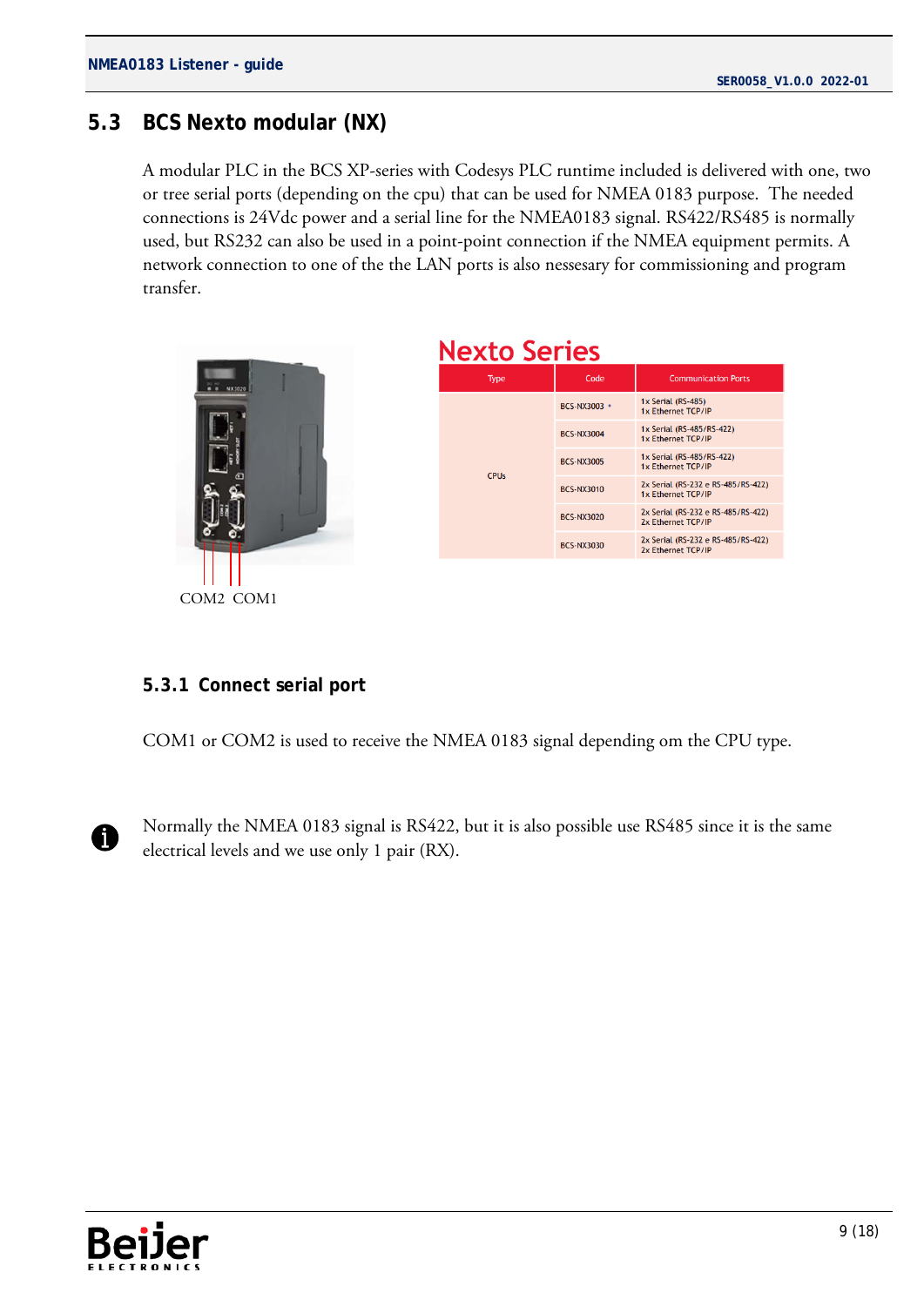## 5.3 BCS Nexto modular (NX)

A modular PLC in the BCS XP-series with Codesys PLC runtime included is delivered with one, two or tree serial ports (depending on the cpu) that can be used for NMEA 0183 purpose. The needed connections is 24Vdc power and a serial line for the NMEA0183 signal. RS422/RS485 is normally used, but RS232 can also be used in a point-point connection if the NMEA equipment permits. A network connection to one of the the LAN ports is also nessesary for commissioning and program transfer.

COM2 COM1

**Nexto Series**

| Type | Code | Communication Ports |
|---|---|---|
| CPUs | BCS-NX3003 * | 1x Serial (RS-485)<br>1x Ethernet TCP/IP |
| | BCS-NX3004 | 1x Serial (RS-485/RS-422)<br>1x Ethernet TCP/IP |
| | BCS-NX3005 | 1x Serial (RS-485/RS-422)<br>1x Ethernet TCP/IP |
| | BCS-NX3010 | 2x Serial (RS-232 e RS-485/RS-422)<br>1x Ethernet TCP/IP |
| | BCS-NX3020 | 2x Serial (RS-232 e RS-485/RS-422)<br>2x Ethernet TCP/IP |
| | BCS-NX3030 | 2x Serial (RS-232 e RS-485/RS-422)<br>2x Ethernet TCP/IP |

### 5.3.1 Connect serial port

COM1 or COM2 is used to receive the NMEA 0183 signal depending om the CPU type.

Normally the NMEA 0183 signal is RS422, but it is also possible use RS485 since it is the same electrical levels and we use only 1 pair (RX).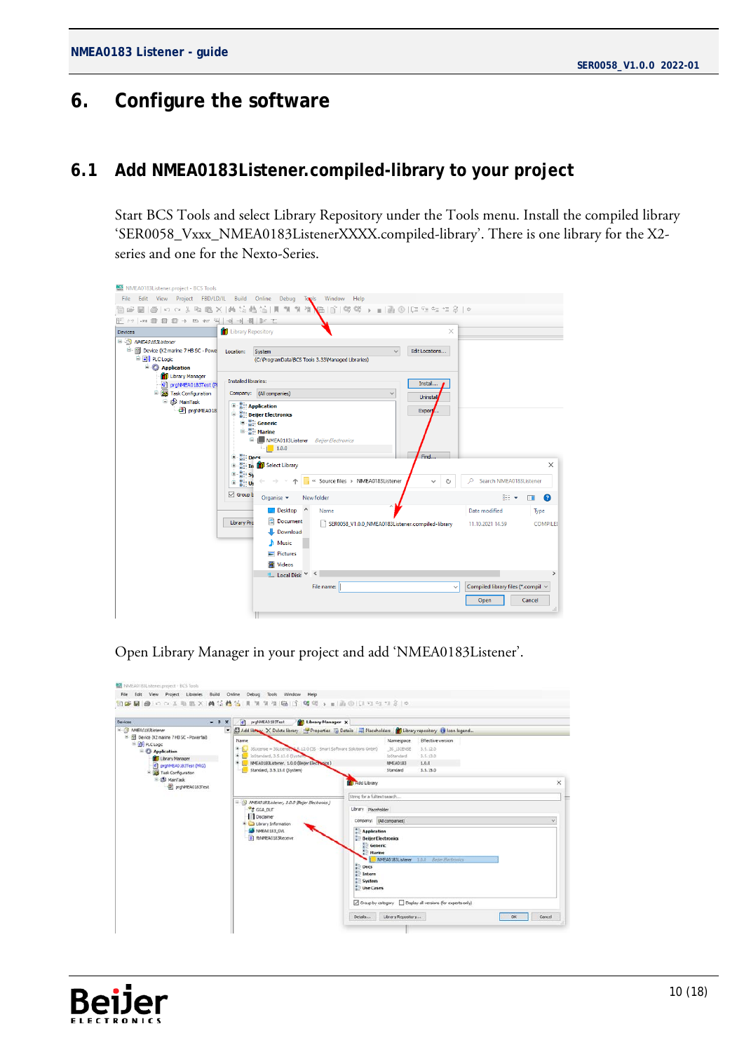# 6. Configure the software

## 6.1 Add NMEA0183Listener.compiled-library to your project

Start BCS Tools and select Library Repository under the Tools menu. Install the compiled library 'SER0058_Vxxx_NMEA0183ListenerXXXX.compiled-library'. There is one library for the X2-series and one for the Nexto-Series.

Open Library Manager in your project and add 'NMEA0183Listener'.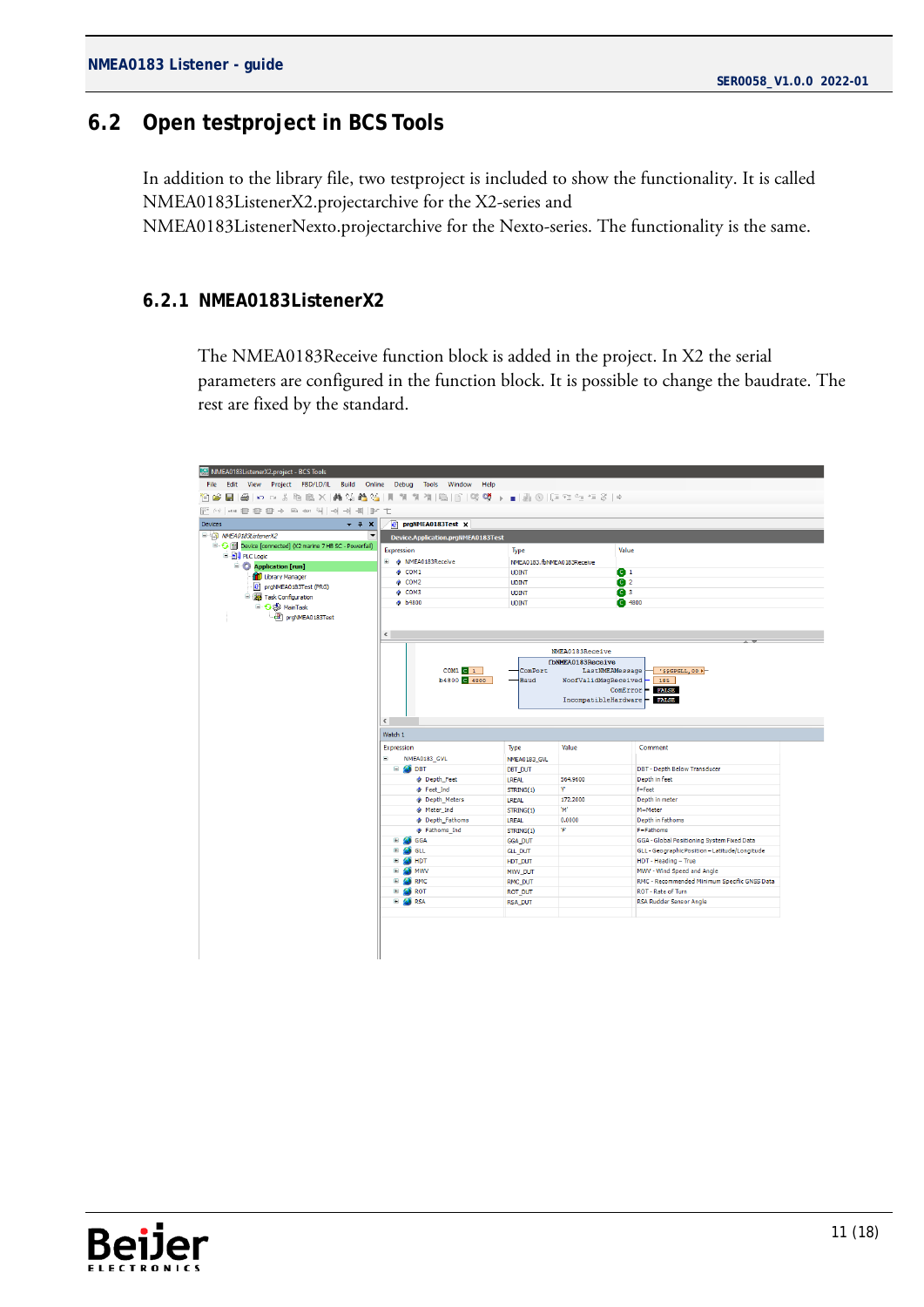## 6.2 Open testproject in BCS Tools

In addition to the library file, two testproject is included to show the functionality. It is called NMEA0183ListenerX2.projectarchive for the X2-series and NMEA0183ListenerNexto.projectarchive for the Nexto-series. The functionality is the same.

### 6.2.1 NMEA0183ListenerX2

The NMEA0183Receive function block is added in the project. In X2 the serial parameters are configured in the function block. It is possible to change the baudrate. The rest are fixed by the standard.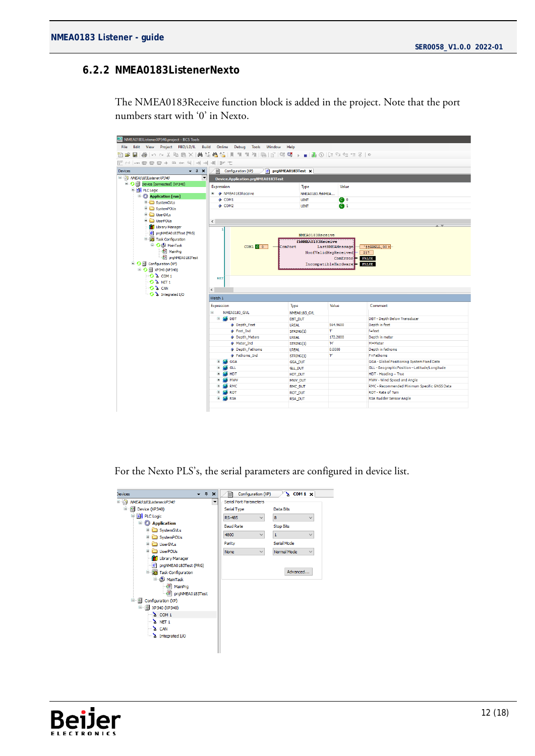### 6.2.2 NMEA0183ListenerNexto

The NMEA0183Receive function block is added in the project. Note that the port numbers start with ‘0’ in Nexto.

For the Nexto PLS’s, the serial parameters are configured in device list.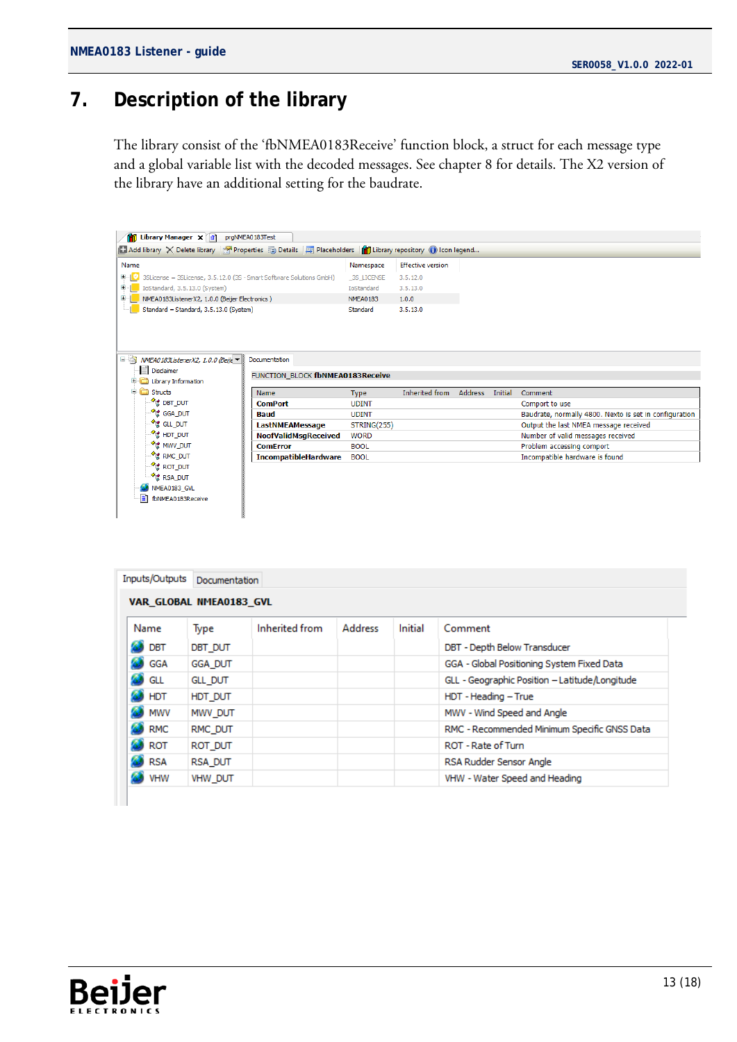# 7. Description of the library

The library consist of the 'fbNMEA0183Receive' function block, a struct for each message type and a global variable list with the decoded messages. See chapter 8 for details. The X2 version of the library have an additional setting for the baudrate.

| Name | Namespace | Effective version |
| --- | --- | --- |
| 3SLicense = 3SLicense, 3.5.12.0 (3S - Smart Software Solutions GmbH) | _3S_LICENSE | 3.5.12.0 |
| IoStandard, 3.5.13.0 (System) | IoStandard | 3.5.13.0 |
| NMEA0183ListenerX2, 1.0.0 (Beijer Electronics) | NMEA0183 | 1.0.0 |
| Standard = Standard, 3.5.13.0 (System) | Standard | 3.5.13.0 |

NMEA0183ListenerX2, 1.0.0 (Beije...

- Disclaimer
- Library Information
- Structs
  - DBT_DUT
  - GGA_DUT
  - GLL_DUT
  - HDT_DUT
  - MWV_DUT
  - RMC_DUT
  - ROT_DUT
  - RSA_DUT
- NMEA0183_GVL
- fbNMEA0183Receive

Documentation

FUNCTION_BLOCK **fbNMEA0183Receive**

| Name | Type | Inherited from | Address | Initial | Comment |
| --- | --- | --- | --- | --- | --- |
| **ComPort** | UDINT | | | | Comport to use |
| **Baud** | UDINT | | | | Baudrate, normally 4800. Nexto is set in configuration |
| **LastNMEAMessage** | STRING(255) | | | | Output the last NMEA message received |
| **NoofValidMsgReceived** | WORD | | | | Number of valid messages received |
| **ComError** | BOOL | | | | Problem accessing comport |
| **IncompatibleHardware** | BOOL | | | | Incompatible hardware is found |

Inputs/Outputs | Documentation

**VAR_GLOBAL NMEA0183_GVL**

| Name | Type | Inherited from | Address | Initial | Comment |
| --- | --- | --- | --- | --- | --- |
| DBT | DBT_DUT | | | | DBT - Depth Below Transducer |
| GGA | GGA_DUT | | | | GGA - Global Positioning System Fixed Data |
| GLL | GLL_DUT | | | | GLL - Geographic Position – Latitude/Longitude |
| HDT | HDT_DUT | | | | HDT - Heading – True |
| MWV | MWV_DUT | | | | MWV - Wind Speed and Angle |
| RMC | RMC_DUT | | | | RMC - Recommended Minimum Specific GNSS Data |
| ROT | ROT_DUT | | | | ROT - Rate of Turn |
| RSA | RSA_DUT | | | | RSA Rudder Sensor Angle |
| VHW | VHW_DUT | | | | VHW - Water Speed and Heading |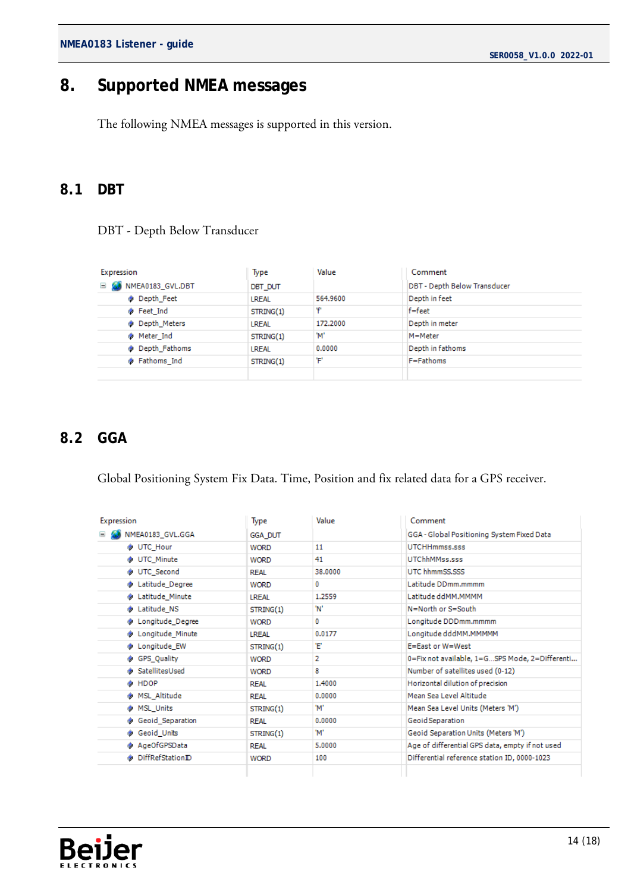# 8. Supported NMEA messages

The following NMEA messages is supported in this version.

## 8.1 DBT

DBT - Depth Below Transducer

| Expression | Type | Value | Comment |
|---|---|---|---|
| NMEA0183_GVL.DBT | DBT_DUT | | DBT - Depth Below Transducer |
| Depth_Feet | LREAL | 564.9600 | Depth in feet |
| Feet_Ind | STRING(1) | 'f' | f=feet |
| Depth_Meters | LREAL | 172.2000 | Depth in meter |
| Meter_Ind | STRING(1) | 'M' | M=Meter |
| Depth_Fathoms | LREAL | 0.0000 | Depth in fathoms |
| Fathoms_Ind | STRING(1) | 'F' | F=Fathoms |

## 8.2 GGA

Global Positioning System Fix Data. Time, Position and fix related data for a GPS receiver.

| Expression | Type | Value | Comment |
|---|---|---|---|
| NMEA0183_GVL.GGA | GGA_DUT | | GGA - Global Positioning System Fixed Data |
| UTC_Hour | WORD | 11 | UTCHHmmss.sss |
| UTC_Minute | WORD | 41 | UTChhMMss.sss |
| UTC_Second | REAL | 38.0000 | UTC hhmmSS.SSS |
| Latitude_Degree | WORD | 0 | Latitude DDmm.mmmm |
| Latitude_Minute | LREAL | 1.2559 | Latitude ddMM.MMMM |
| Latitude_NS | STRING(1) | 'N' | N=North or S=South |
| Longitude_Degree | WORD | 0 | Longitude DDDmm.mmmm |
| Longitude_Minute | LREAL | 0.0177 | Longitude dddMM.MMMMM |
| Longitude_EW | STRING(1) | 'E' | E=East or W=West |
| GPS_Quality | WORD | 2 | 0=Fix not available, 1=G...SPS Mode, 2=Differenti... |
| SatellitesUsed | WORD | 8 | Number of satellites used (0-12) |
| HDOP | REAL | 1.4000 | Horizontal dilution of precision |
| MSL_Altitude | REAL | 0.0000 | Mean Sea Level Altitude |
| MSL_Units | STRING(1) | 'M' | Mean Sea Level Units (Meters 'M') |
| Geoid_Separation | REAL | 0.0000 | Geoid Separation |
| Geoid_Units | STRING(1) | 'M' | Geoid Separation Units (Meters 'M') |
| AgeOfGPSData | REAL | 5.0000 | Age of differential GPS data, empty if not used |
| DiffRefStationID | WORD | 100 | Differential reference station ID, 0000-1023 |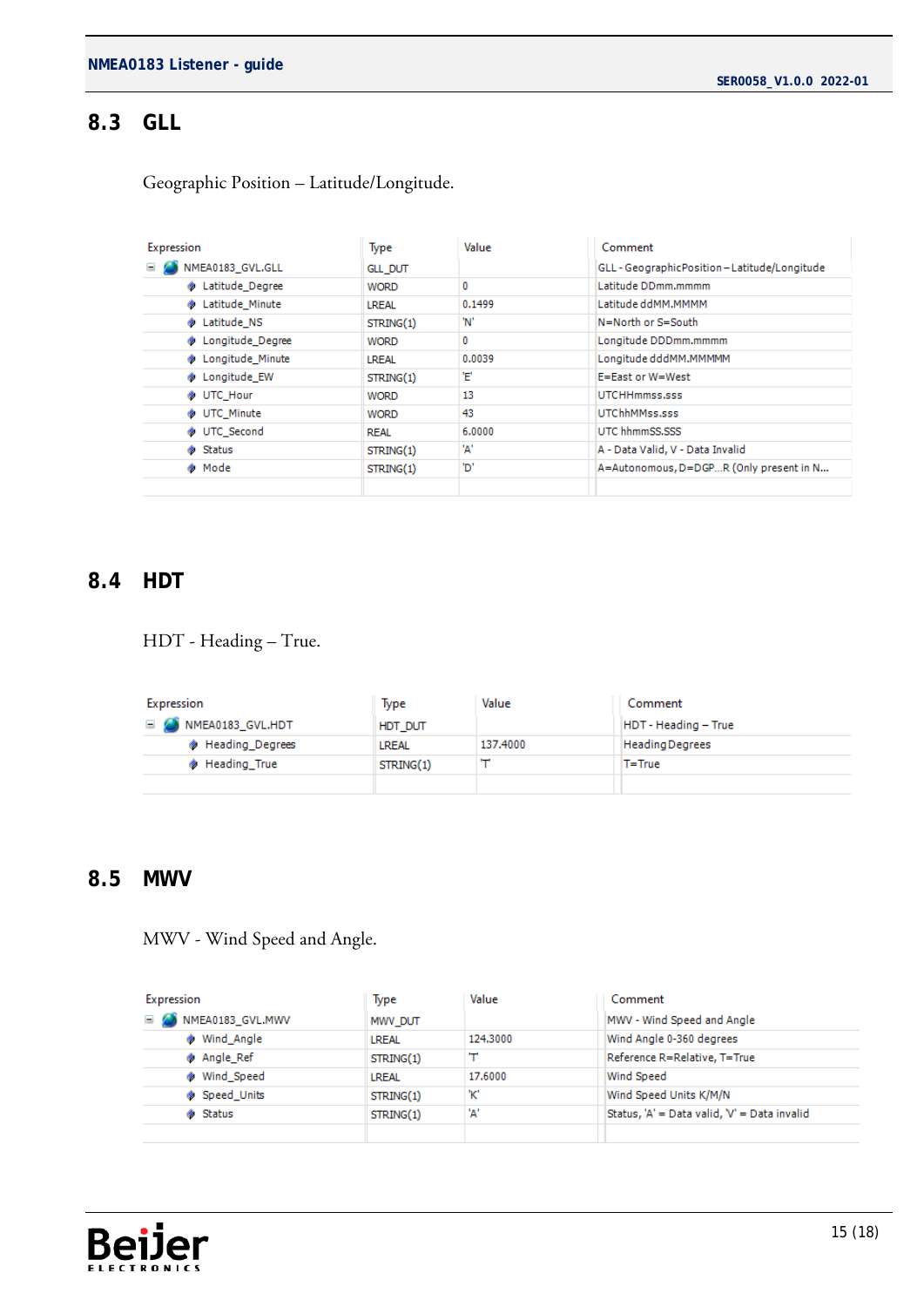## 8.3 GLL

Geographic Position – Latitude/Longitude.

| Expression | Type | Value | Comment |
|---|---|---|---|
| NMEA0183_GVL.GLL | GLL_DUT | | GLL - GeographicPosition – Latitude/Longitude |
| Latitude_Degree | WORD | 0 | Latitude DDmm.mmmm |
| Latitude_Minute | LREAL | 0.1499 | Latitude ddMM.MMMM |
| Latitude_NS | STRING(1) | 'N' | N=North or S=South |
| Longitude_Degree | WORD | 0 | Longitude DDDmm.mmmm |
| Longitude_Minute | LREAL | 0.0039 | Longitude dddMM.MMMMM |
| Longitude_EW | STRING(1) | 'E' | E=East or W=West |
| UTC_Hour | WORD | 13 | UTCHHmmss.sss |
| UTC_Minute | WORD | 43 | UTChhMMss.sss |
| UTC_Second | REAL | 6.0000 | UTC hhmmSS.SSS |
| Status | STRING(1) | 'A' | A - Data Valid, V - Data Invalid |
| Mode | STRING(1) | 'D' | A=Autonomous, D=DGP...R (Only present in N... |

## 8.4 HDT

HDT - Heading – True.

| Expression | Type | Value | Comment |
|---|---|---|---|
| NMEA0183_GVL.HDT | HDT_DUT | | HDT - Heading – True |
| Heading_Degrees | LREAL | 137.4000 | Heading Degrees |
| Heading_True | STRING(1) | 'T' | T=True |

## 8.5 MWV

MWV - Wind Speed and Angle.

| Expression | Type | Value | Comment |
|---|---|---|---|
| NMEA0183_GVL.MWV | MWV_DUT | | MWV - Wind Speed and Angle |
| Wind_Angle | LREAL | 124.3000 | Wind Angle 0-360 degrees |
| Angle_Ref | STRING(1) | 'T' | Reference R=Relative, T=True |
| Wind_Speed | LREAL | 17.6000 | Wind Speed |
| Speed_Units | STRING(1) | 'K' | Wind Speed Units K/M/N |
| Status | STRING(1) | 'A' | Status, 'A' = Data valid, 'V' = Data invalid |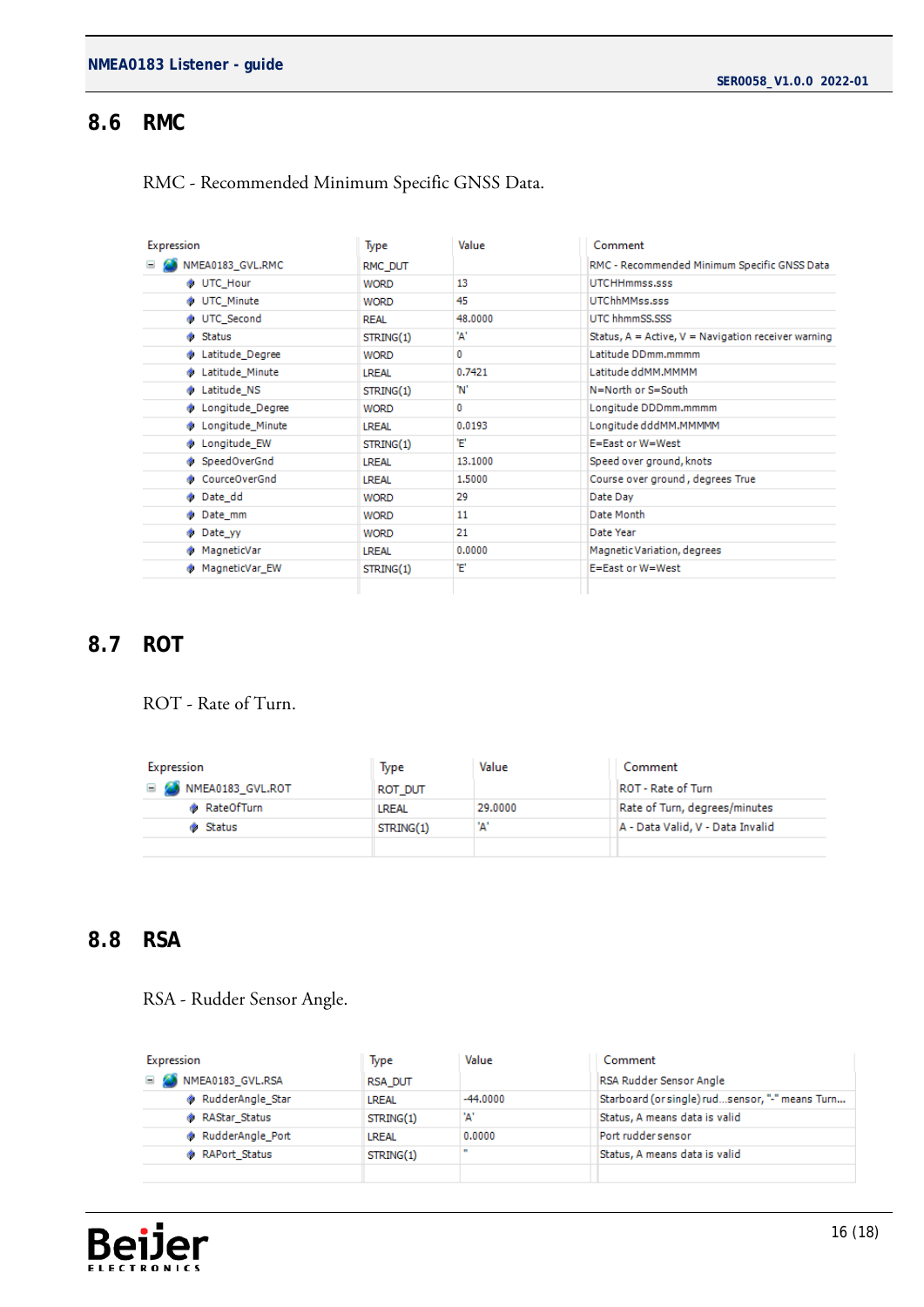## 8.6 RMC

RMC - Recommended Minimum Specific GNSS Data.

| Expression | Type | Value | Comment |
|---|---|---|---|
| NMEA0183_GVL.RMC | RMC_DUT | | RMC - Recommended Minimum Specific GNSS Data |
| UTC_Hour | WORD | 13 | UTCHHmmss.sss |
| UTC_Minute | WORD | 45 | UTChhMMss.sss |
| UTC_Second | REAL | 48.0000 | UTC hhmmSS.SSS |
| Status | STRING(1) | 'A' | Status, A = Active, V = Navigation receiver warning |
| Latitude_Degree | WORD | 0 | Latitude DDmm.mmmm |
| Latitude_Minute | LREAL | 0.7421 | Latitude ddMM.MMMM |
| Latitude_NS | STRING(1) | 'N' | N=North or S=South |
| Longitude_Degree | WORD | 0 | Longitude DDDmm.mmmm |
| Longitude_Minute | LREAL | 0.0193 | Longitude dddMM.MMMMM |
| Longitude_EW | STRING(1) | 'E' | E=East or W=West |
| SpeedOverGnd | LREAL | 13.1000 | Speed over ground, knots |
| CourceOverGnd | LREAL | 1.5000 | Course over ground , degrees True |
| Date_dd | WORD | 29 | Date Day |
| Date_mm | WORD | 11 | Date Month |
| Date_yy | WORD | 21 | Date Year |
| MagneticVar | LREAL | 0.0000 | Magnetic Variation, degrees |
| MagneticVar_EW | STRING(1) | 'E' | E=East or W=West |

## 8.7 ROT

ROT - Rate of Turn.

| Expression | Type | Value | Comment |
|---|---|---|---|
| NMEA0183_GVL.ROT | ROT_DUT | | ROT - Rate of Turn |
| RateOfTurn | LREAL | 29.0000 | Rate of Turn, degrees/minutes |
| Status | STRING(1) | 'A' | A - Data Valid, V - Data Invalid |

## 8.8 RSA

RSA - Rudder Sensor Angle.

| Expression | Type | Value | Comment |
|---|---|---|---|
| NMEA0183_GVL.RSA | RSA_DUT | | RSA Rudder Sensor Angle |
| RudderAngle_Star | LREAL | -44.0000 | Starboard (or single) rud...sensor, "-" means Turn... |
| RAStar_Status | STRING(1) | 'A' | Status, A means data is valid |
| RudderAngle_Port | LREAL | 0.0000 | Port rudder sensor |
| RAPort_Status | STRING(1) | '' | Status, A means data is valid |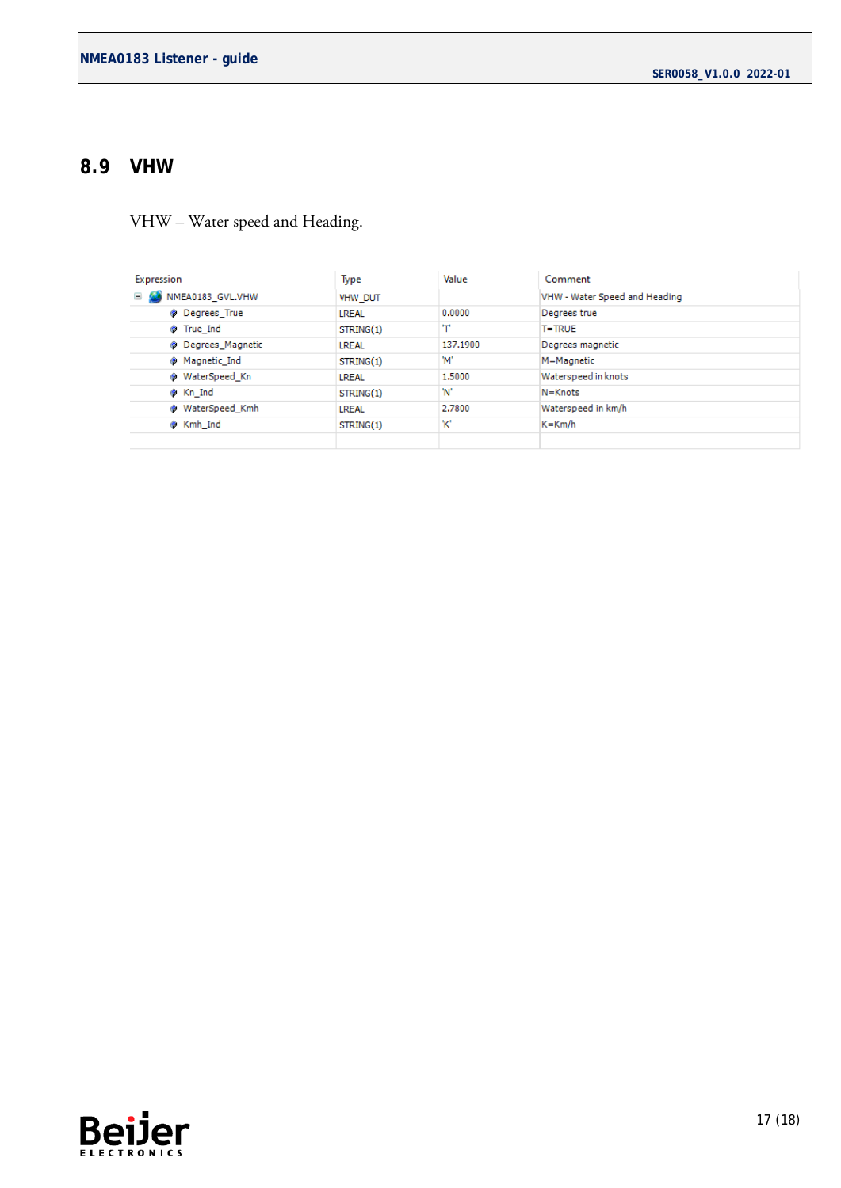## 8.9 VHW

VHW – Water speed and Heading.

| Expression | Type | Value | Comment |
|---|---|---|---|
| NMEA0183_GVL.VHW | VHW_DUT | | VHW - Water Speed and Heading |
| Degrees_True | LREAL | 0.0000 | Degrees true |
| True_Ind | STRING(1) | 'T' | T=TRUE |
| Degrees_Magnetic | LREAL | 137.1900 | Degrees magnetic |
| Magnetic_Ind | STRING(1) | 'M' | M=Magnetic |
| WaterSpeed_Kn | LREAL | 1.5000 | Waterspeed in knots |
| Kn_Ind | STRING(1) | 'N' | N=Knots |
| WaterSpeed_Kmh | LREAL | 2.7800 | Waterspeed in km/h |
| Kmh_Ind | STRING(1) | 'K' | K=Km/h |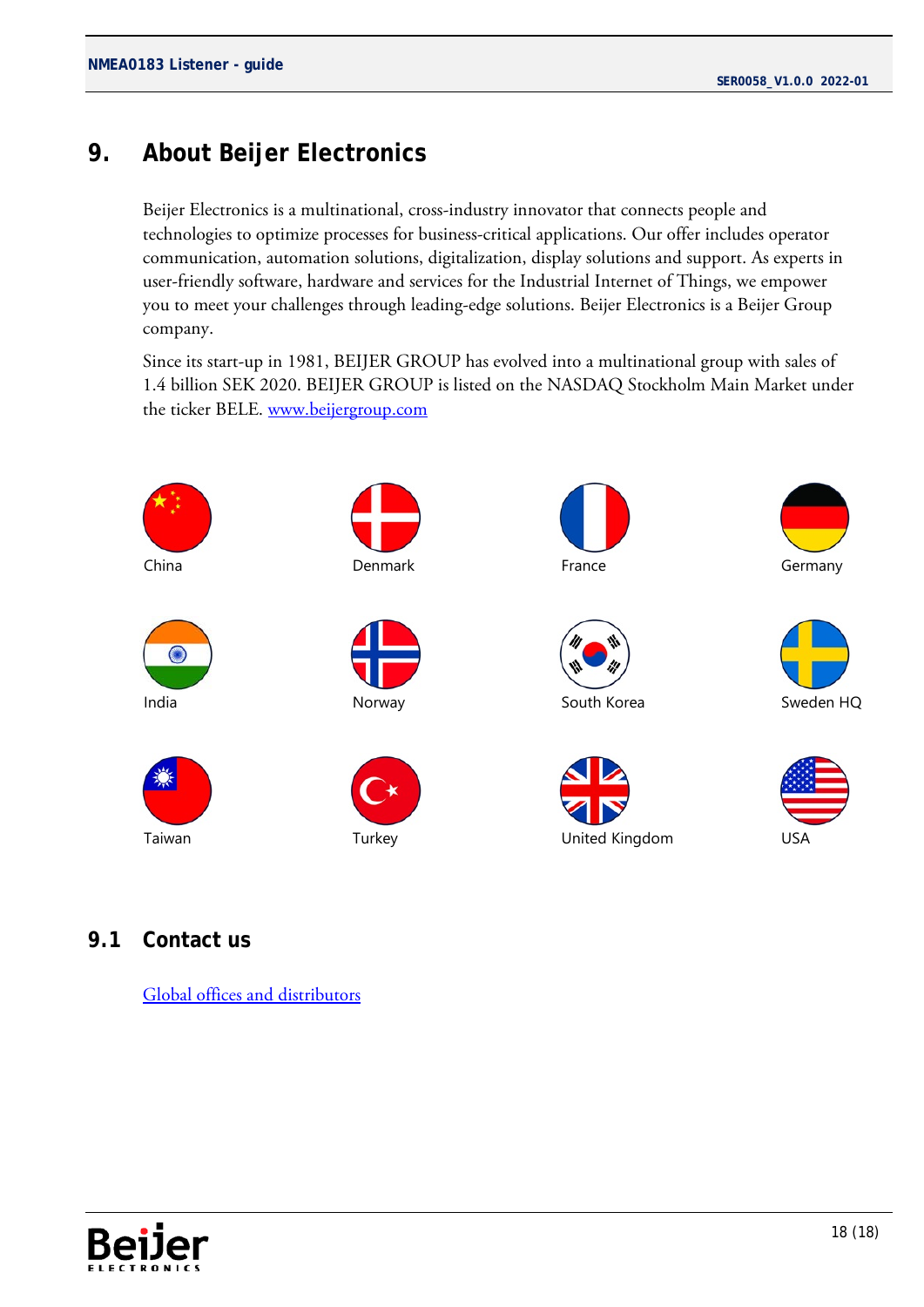# 9. About Beijer Electronics

Beijer Electronics is a multinational, cross-industry innovator that connects people and technologies to optimize processes for business-critical applications. Our offer includes operator communication, automation solutions, digitalization, display solutions and support. As experts in user-friendly software, hardware and services for the Industrial Internet of Things, we empower you to meet your challenges through leading-edge solutions. Beijer Electronics is a Beijer Group company.

Since its start-up in 1981, BEIJER GROUP has evolved into a multinational group with sales of 1.4 billion SEK 2020. BEIJER GROUP is listed on the NASDAQ Stockholm Main Market under the ticker BELE. [www.beijergroup.com](http://www.beijergroup.com)

China

Denmark

France

Germany

India

Norway

South Korea

Sweden HQ

Taiwan

Turkey

United Kingdom

USA

## 9.1 Contact us

[Global offices and distributors]()